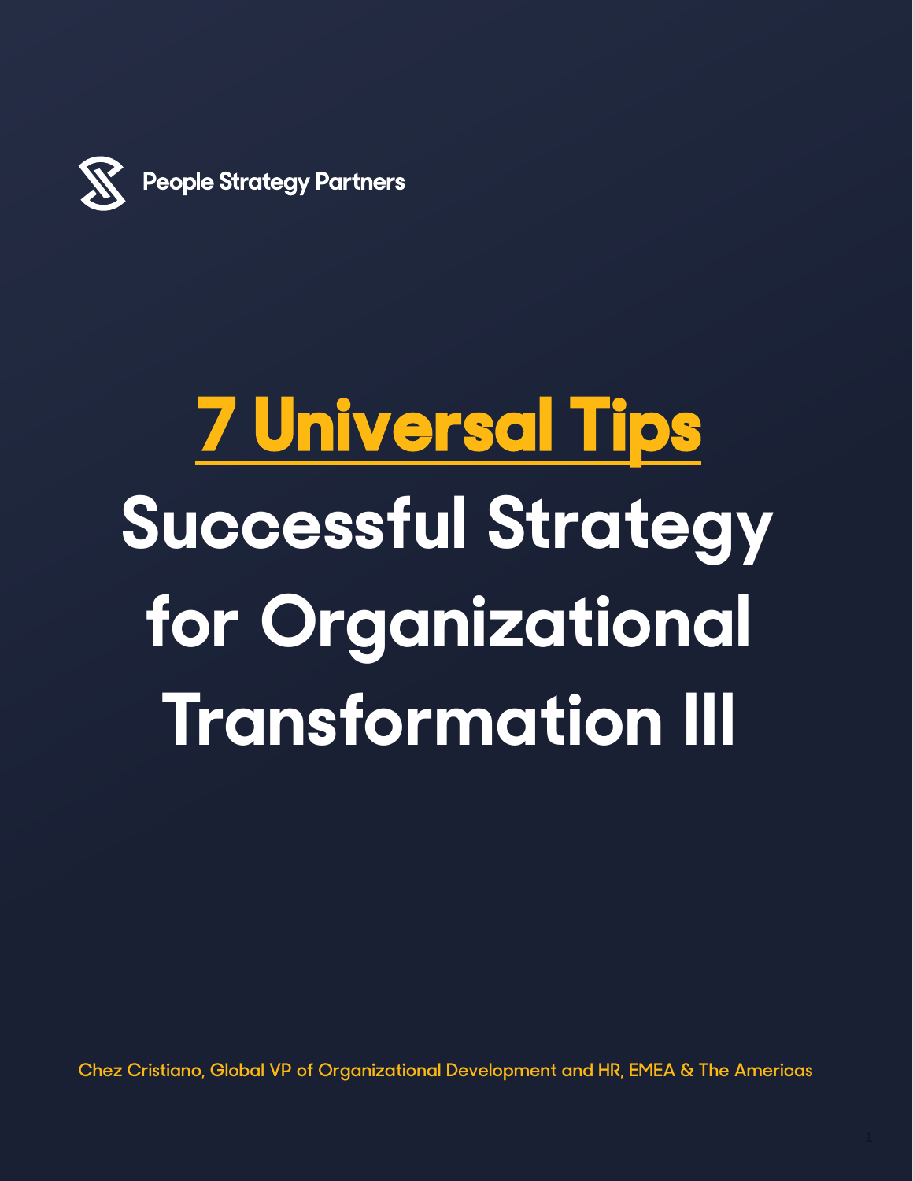People Strategy Partners

# 7 Universal Tips

# Successful Strategy for Organizational Transformation III

Chez Cristiano, Global VP of Organizational Development and HR, EMEA & The Americas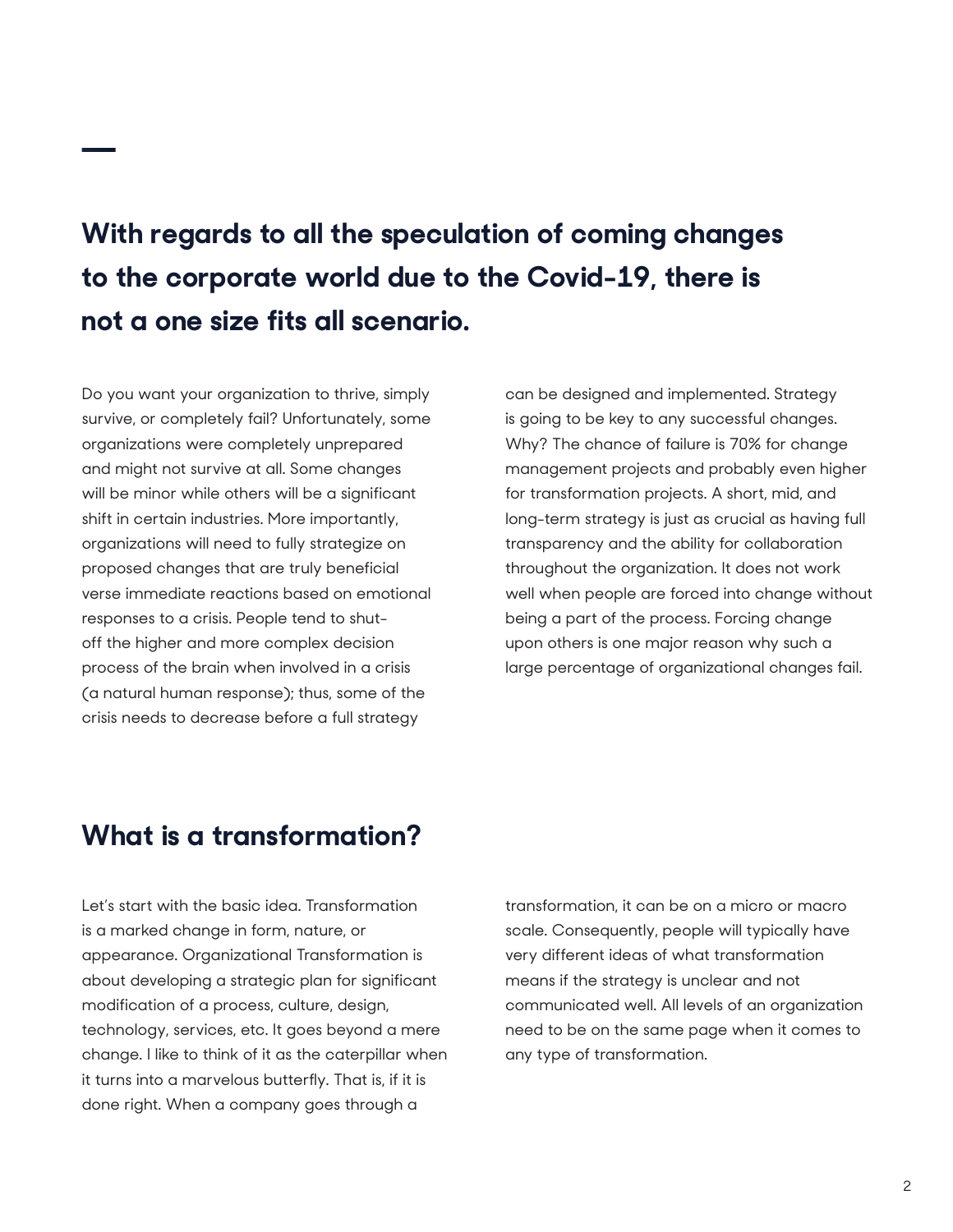## With regards to all the speculation of coming changes to the corporate world due to the Covid-19, there is not a one size fits all scenario.

Do you want your organization to thrive, simply survive, or completely fail? Unfortunately, some organizations were completely unprepared and might not survive at all. Some changes will be minor while others will be a significant shift in certain industries. More importantly, organizations will need to fully strategize on proposed changes that are truly beneficial verse immediate reactions based on emotional responses to a crisis. People tend to shut-off the higher and more complex decision process of the brain when involved in a crisis (a natural human response); thus, some of the crisis needs to decrease before a full strategy can be designed and implemented. Strategy is going to be key to any successful changes. Why? The chance of failure is 70% for change management projects and probably even higher for transformation projects. A short, mid, and long-term strategy is just as crucial as having full transparency and the ability for collaboration throughout the organization. It does not work well when people are forced into change without being a part of the process. Forcing change upon others is one major reason why such a large percentage of organizational changes fail.

## What is a transformation?

Let's start with the basic idea. Transformation is a marked change in form, nature, or appearance. Organizational Transformation is about developing a strategic plan for significant modification of a process, culture, design, technology, services, etc. It goes beyond a mere change. I like to think of it as the caterpillar when it turns into a marvelous butterfly. That is, if it is done right. When a company goes through a transformation, it can be on a micro or macro scale. Consequently, people will typically have very different ideas of what transformation means if the strategy is unclear and not communicated well. All levels of an organization need to be on the same page when it comes to any type of transformation.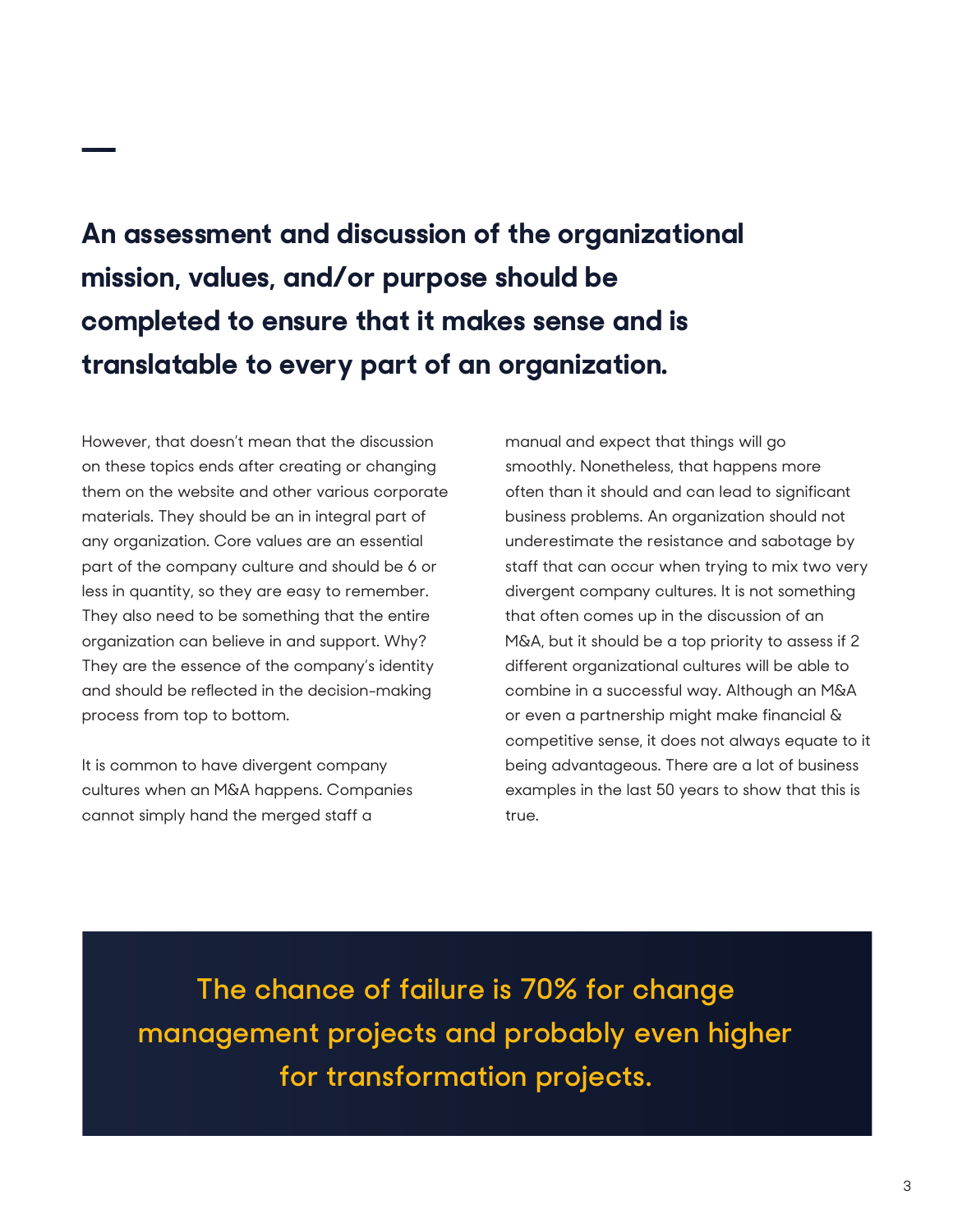## An assessment and discussion of the organizational mission, values, and/or purpose should be completed to ensure that it makes sense and is translatable to every part of an organization.

However, that doesn't mean that the discussion on these topics ends after creating or changing them on the website and other various corporate materials. They should be an in integral part of any organization. Core values are an essential part of the company culture and should be 6 or less in quantity, so they are easy to remember. They also need to be something that the entire organization can believe in and support. Why? They are the essence of the company's identity and should be reflected in the decision-making process from top to bottom.

It is common to have divergent company cultures when an M&A happens. Companies cannot simply hand the merged staff a manual and expect that things will go smoothly. Nonetheless, that happens more often than it should and can lead to significant business problems. An organization should not underestimate the resistance and sabotage by staff that can occur when trying to mix two very divergent company cultures. It is not something that often comes up in the discussion of an M&A, but it should be a top priority to assess if 2 different organizational cultures will be able to combine in a successful way. Although an M&A or even a partnership might make financial & competitive sense, it does not always equate to it being advantageous. There are a lot of business examples in the last 50 years to show that this is true.

> The chance of failure is 70% for change management projects and probably even higher for transformation projects.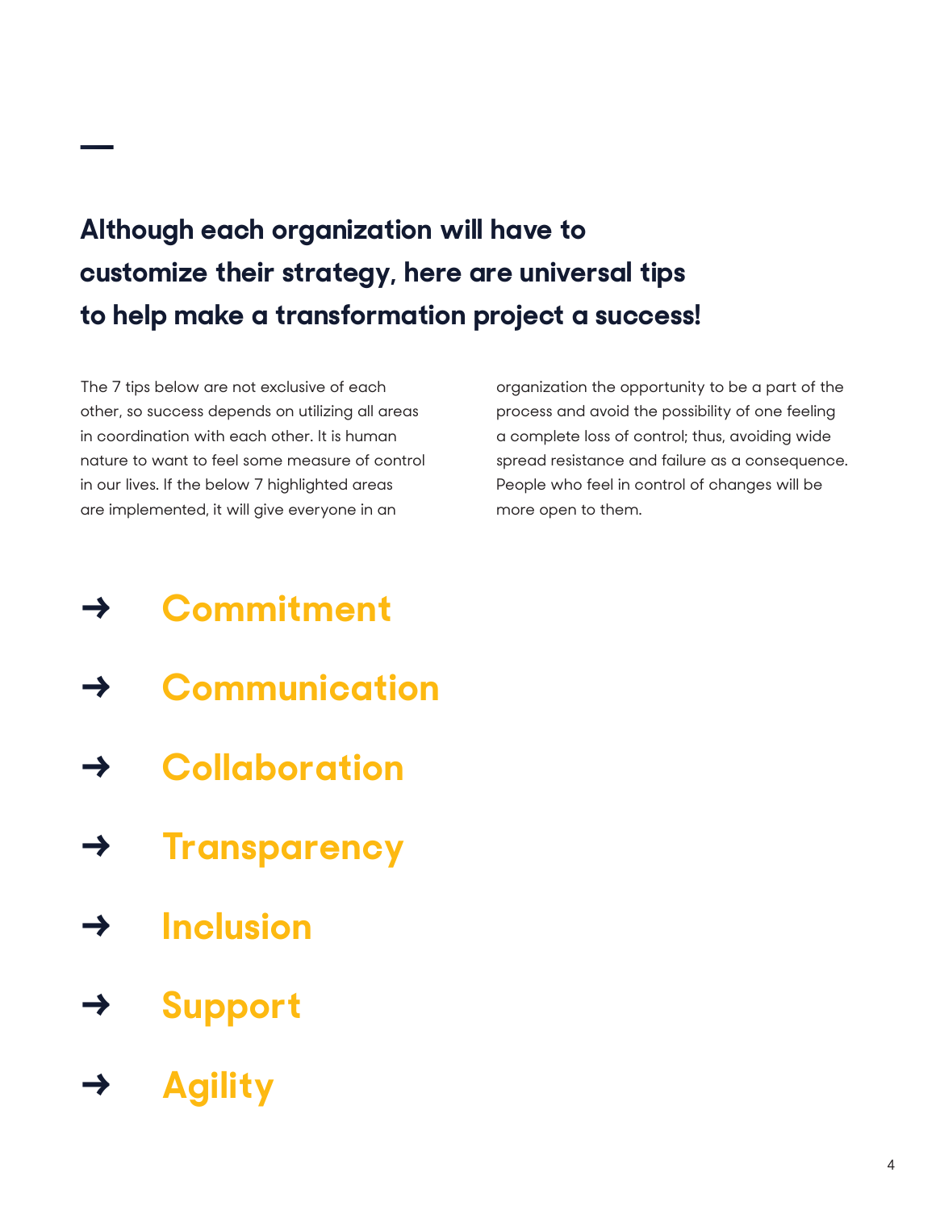## Although each organization will have to customize their strategy, here are universal tips to help make a transformation project a success!

The 7 tips below are not exclusive of each other, so success depends on utilizing all areas in coordination with each other. It is human nature to want to feel some measure of control in our lives. If the below 7 highlighted areas are implemented, it will give everyone in an organization the opportunity to be a part of the process and avoid the possibility of one feeling a complete loss of control; thus, avoiding wide spread resistance and failure as a consequence. People who feel in control of changes will be more open to them.

- → **Commitment**
- → **Communication**
- → **Collaboration**
- → **Transparency**
- → **Inclusion**
- → **Support**
- → **Agility**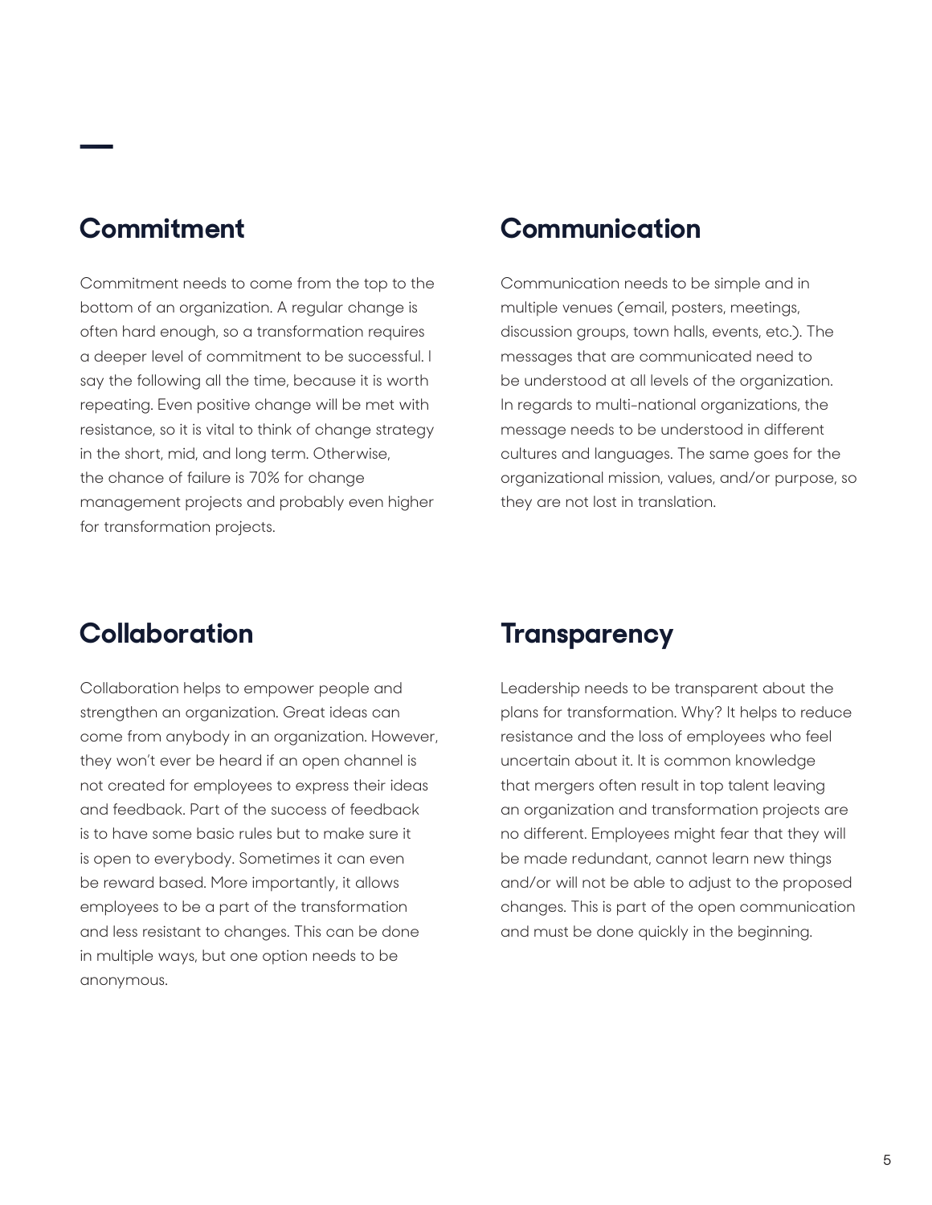## Commitment

Commitment needs to come from the top to the bottom of an organization. A regular change is often hard enough, so a transformation requires a deeper level of commitment to be successful. I say the following all the time, because it is worth repeating. Even positive change will be met with resistance, so it is vital to think of change strategy in the short, mid, and long term. Otherwise, the chance of failure is 70% for change management projects and probably even higher for transformation projects.

## Communication

Communication needs to be simple and in multiple venues (email, posters, meetings, discussion groups, town halls, events, etc.). The messages that are communicated need to be understood at all levels of the organization. In regards to multi-national organizations, the message needs to be understood in different cultures and languages. The same goes for the organizational mission, values, and/or purpose, so they are not lost in translation.

## Collaboration

Collaboration helps to empower people and strengthen an organization. Great ideas can come from anybody in an organization. However, they won't ever be heard if an open channel is not created for employees to express their ideas and feedback. Part of the success of feedback is to have some basic rules but to make sure it is open to everybody. Sometimes it can even be reward based. More importantly, it allows employees to be a part of the transformation and less resistant to changes. This can be done in multiple ways, but one option needs to be anonymous.

## Transparency

Leadership needs to be transparent about the plans for transformation. Why? It helps to reduce resistance and the loss of employees who feel uncertain about it. It is common knowledge that mergers often result in top talent leaving an organization and transformation projects are no different. Employees might fear that they will be made redundant, cannot learn new things and/or will not be able to adjust to the proposed changes. This is part of the open communication and must be done quickly in the beginning.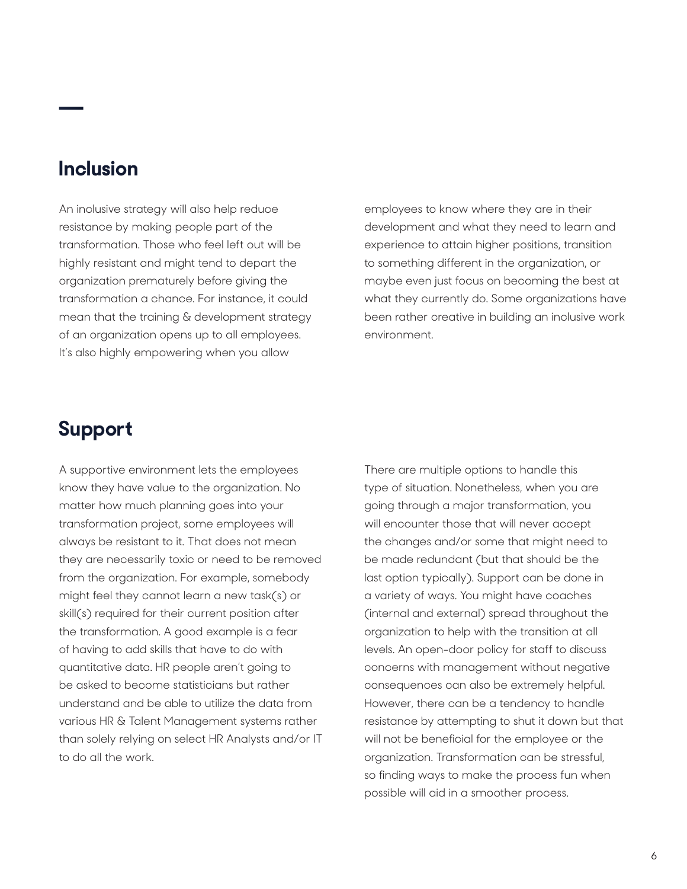## Inclusion

An inclusive strategy will also help reduce resistance by making people part of the transformation. Those who feel left out will be highly resistant and might tend to depart the organization prematurely before giving the transformation a chance. For instance, it could mean that the training & development strategy of an organization opens up to all employees. It's also highly empowering when you allow employees to know where they are in their development and what they need to learn and experience to attain higher positions, transition to something different in the organization, or maybe even just focus on becoming the best at what they currently do. Some organizations have been rather creative in building an inclusive work environment.

## Support

A supportive environment lets the employees know they have value to the organization. No matter how much planning goes into your transformation project, some employees will always be resistant to it. That does not mean they are necessarily toxic or need to be removed from the organization. For example, somebody might feel they cannot learn a new task(s) or skill(s) required for their current position after the transformation. A good example is a fear of having to add skills that have to do with quantitative data. HR people aren't going to be asked to become statisticians but rather understand and be able to utilize the data from various HR & Talent Management systems rather than solely relying on select HR Analysts and/or IT to do all the work.

There are multiple options to handle this type of situation. Nonetheless, when you are going through a major transformation, you will encounter those that will never accept the changes and/or some that might need to be made redundant (but that should be the last option typically). Support can be done in a variety of ways. You might have coaches (internal and external) spread throughout the organization to help with the transition at all levels. An open-door policy for staff to discuss concerns with management without negative consequences can also be extremely helpful. However, there can be a tendency to handle resistance by attempting to shut it down but that will not be beneficial for the employee or the organization. Transformation can be stressful, so finding ways to make the process fun when possible will aid in a smoother process.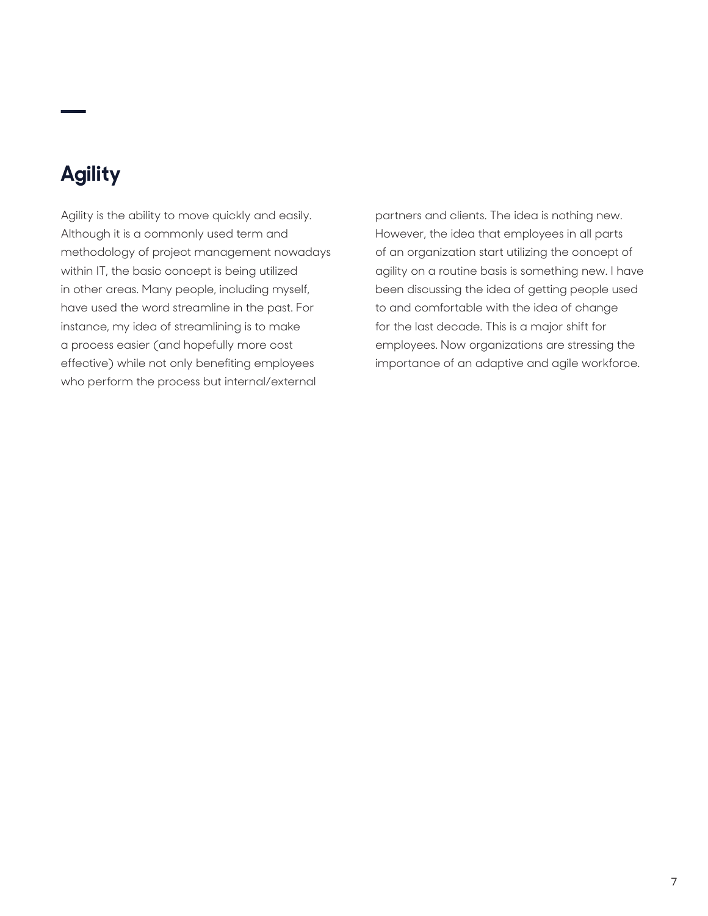## Agility

Agility is the ability to move quickly and easily. Although it is a commonly used term and methodology of project management nowadays within IT, the basic concept is being utilized in other areas. Many people, including myself, have used the word streamline in the past. For instance, my idea of streamlining is to make a process easier (and hopefully more cost effective) while not only benefiting employees who perform the process but internal/external partners and clients. The idea is nothing new. However, the idea that employees in all parts of an organization start utilizing the concept of agility on a routine basis is something new. I have been discussing the idea of getting people used to and comfortable with the idea of change for the last decade. This is a major shift for employees. Now organizations are stressing the importance of an adaptive and agile workforce.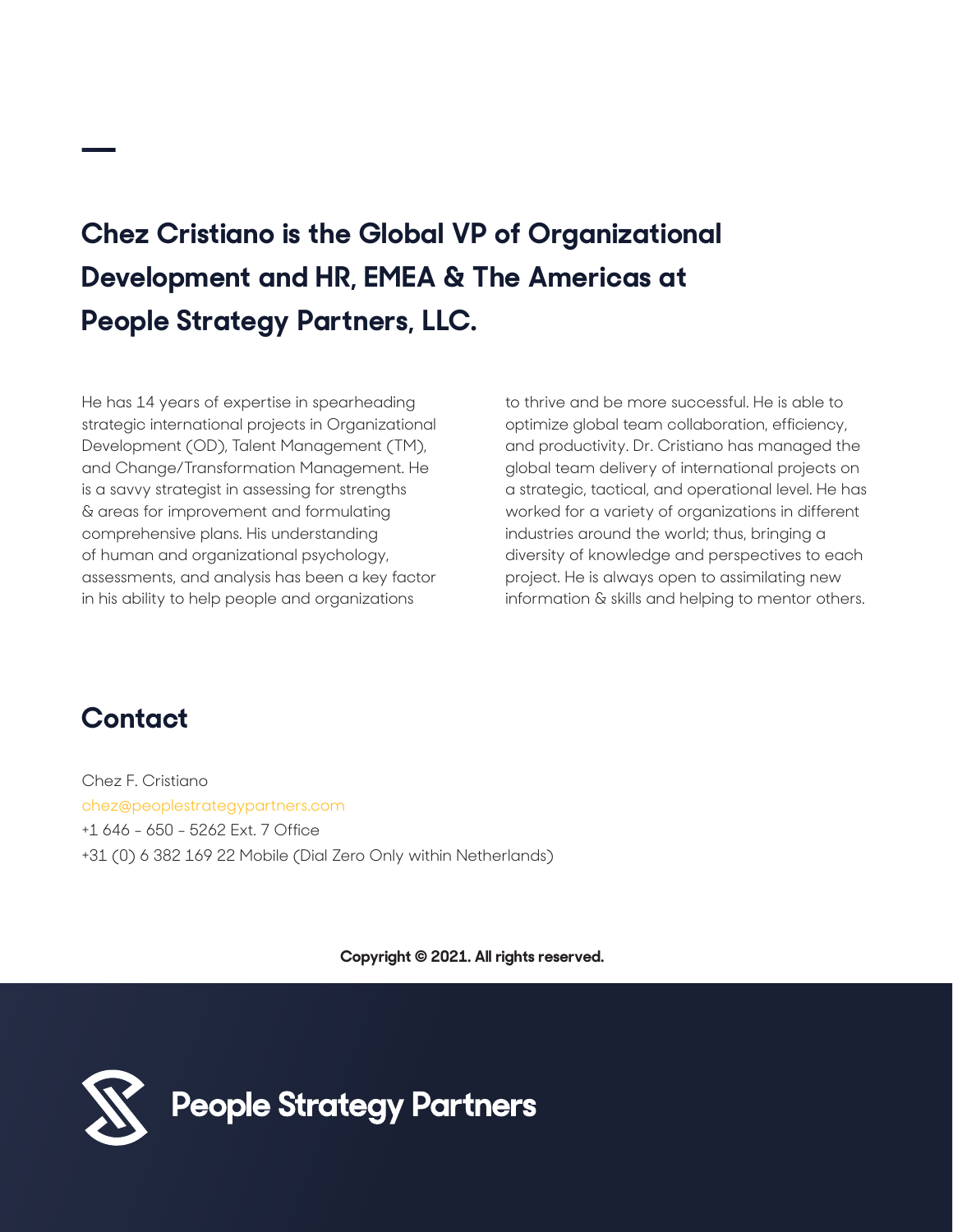# Chez Cristiano is the Global VP of Organizational Development and HR, EMEA & The Americas at People Strategy Partners, LLC.

He has 14 years of expertise in spearheading strategic international projects in Organizational Development (OD), Talent Management (TM), and Change/Transformation Management. He is a savvy strategist in assessing for strengths & areas for improvement and formulating comprehensive plans. His understanding of human and organizational psychology, assessments, and analysis has been a key factor in his ability to help people and organizations to thrive and be more successful. He is able to optimize global team collaboration, efficiency, and productivity. Dr. Cristiano has managed the global team delivery of international projects on a strategic, tactical, and operational level. He has worked for a variety of organizations in different industries around the world; thus, bringing a diversity of knowledge and perspectives to each project. He is always open to assimilating new information & skills and helping to mentor others.

## Contact

Chez F. Cristiano
chez@peoplestrategypartners.com
+1 646 - 650 - 5262 Ext. 7 Office
+31 (0) 6 382 169 22 Mobile (Dial Zero Only within Netherlands)

**Copyright © 2021. All rights reserved.**

People Strategy Partners